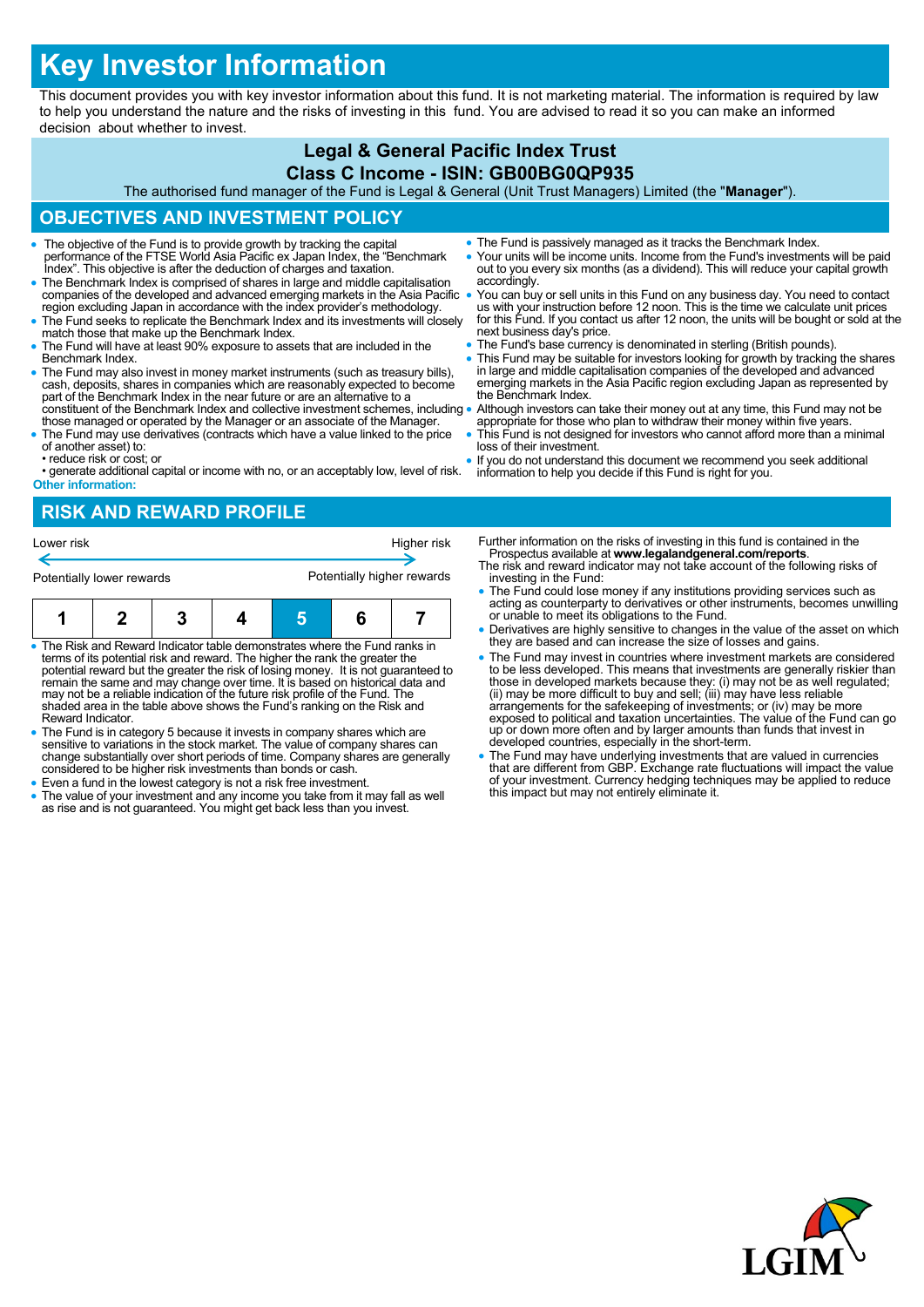# Key Investor Information

This document provides you with key investor information about this fund. It is not marketing material. The information is required by law to help you understand the nature and the risks of investing in this fund. You are advised to read it so you can make an informed decision about whether to invest.

## Legal & General Pacific Index Trust

## Class C Income - ISIN: GB00BG0QP935

The authorised fund manager of the Fund is Legal & General (Unit Trust Managers) Limited (the "**Manager**").

## OBJECTIVES AND INVESTMENT POLICY

- The objective of the Fund is to provide growth by tracking the capital performance of the FTSE World Asia Pacific ex Japan Index, the "Benchmark Index". This objective is after the deduction of charges and taxation.
- The Benchmark Index is comprised of shares in large and middle capitalisation companies of the developed and advanced emerging markets in the Asia Pacific region excluding Japan in accordance with the index provider's methodology.
- The Fund seeks to replicate the Benchmark Index and its investments will closely match those that make up the Benchmark Index.
- The Fund will have at least 90% exposure to assets that are included in the Benchmark Index.
- The Fund may also invest in money market instruments (such as treasury bills), cash, deposits, shares in companies which are reasonably expected to become part of the Benchmark Index in the near future or are an alternative to a constituent of the Benchmark Index and collective investment schemes, including those managed or operated by the Manager or an associate of the Manager.
- The Fund may use derivatives (contracts which have a value linked to the price of another asset) to:
  - reduce risk or cost; or
  - generate additional capital or income with no, or an acceptably low, level of risk.

**Other information:**

- The Fund is passively managed as it tracks the Benchmark Index.
- Your units will be income units. Income from the Fund's investments will be paid out to you every six months (as a dividend). This will reduce your capital growth accordingly.
- You can buy or sell units in this Fund on any business day. You need to contact us with your instruction before 12 noon. This is the time we calculate unit prices for this Fund. If you contact us after 12 noon, the units will be bought or sold at the next business day's price.
- The Fund's base currency is denominated in sterling (British pounds).
- This Fund may be suitable for investors looking for growth by tracking the shares in large and middle capitalisation companies of the developed and advanced emerging markets in the Asia Pacific region excluding Japan as represented by the Benchmark Index.
- Although investors can take their money out at any time, this Fund may not be appropriate for those who plan to withdraw their money within five years.
- This Fund is not designed for investors who cannot afford more than a minimal loss of their investment.
- If you do not understand this document we recommend you seek additional information to help you decide if this Fund is right for you.

## RISK AND REWARD PROFILE

Lower risk ← → Higher risk

Potentially lower rewards — Potentially higher rewards

| 1 | 2 | 3 | 4 | **5** | 6 | 7 |
|---|---|---|---|---|---|---|

- The Risk and Reward Indicator table demonstrates where the Fund ranks in terms of its potential risk and reward. The higher the rank the greater the potential reward but the greater the risk of losing money. It is not guaranteed to remain the same and may change over time. It is based on historical data and may not be a reliable indication of the future risk profile of the Fund. The shaded area in the table above shows the Fund's ranking on the Risk and Reward Indicator.
- The Fund is in category 5 because it invests in company shares which are sensitive to variations in the stock market. The value of company shares can change substantially over short periods of time. Company shares are generally considered to be higher risk investments than bonds or cash.
- Even a fund in the lowest category is not a risk free investment.
- The value of your investment and any income you take from it may fall as well as rise and is not guaranteed. You might get back less than you invest.

Further information on the risks of investing in this fund is contained in the Prospectus available at **www.legalandgeneral.com/reports**.

The risk and reward indicator may not take account of the following risks of investing in the Fund:

- The Fund could lose money if any institutions providing services such as acting as counterparty to derivatives or other instruments, becomes unwilling or unable to meet its obligations to the Fund.
- Derivatives are highly sensitive to changes in the value of the asset on which they are based and can increase the size of losses and gains.
- The Fund may invest in countries where investment markets are considered to be less developed. This means that investments are generally riskier than those in developed markets because they: (i) may not be as well regulated; (ii) may be more difficult to buy and sell; (iii) may have less reliable arrangements for the safekeeping of investments; or (iv) may be more exposed to political and taxation uncertainties. The value of the Fund can go up or down more often and by larger amounts than funds that invest in developed countries, especially in the short-term.
- The Fund may have underlying investments that are valued in currencies that are different from GBP. Exchange rate fluctuations will impact the value of your investment. Currency hedging techniques may be applied to reduce this impact but may not entirely eliminate it.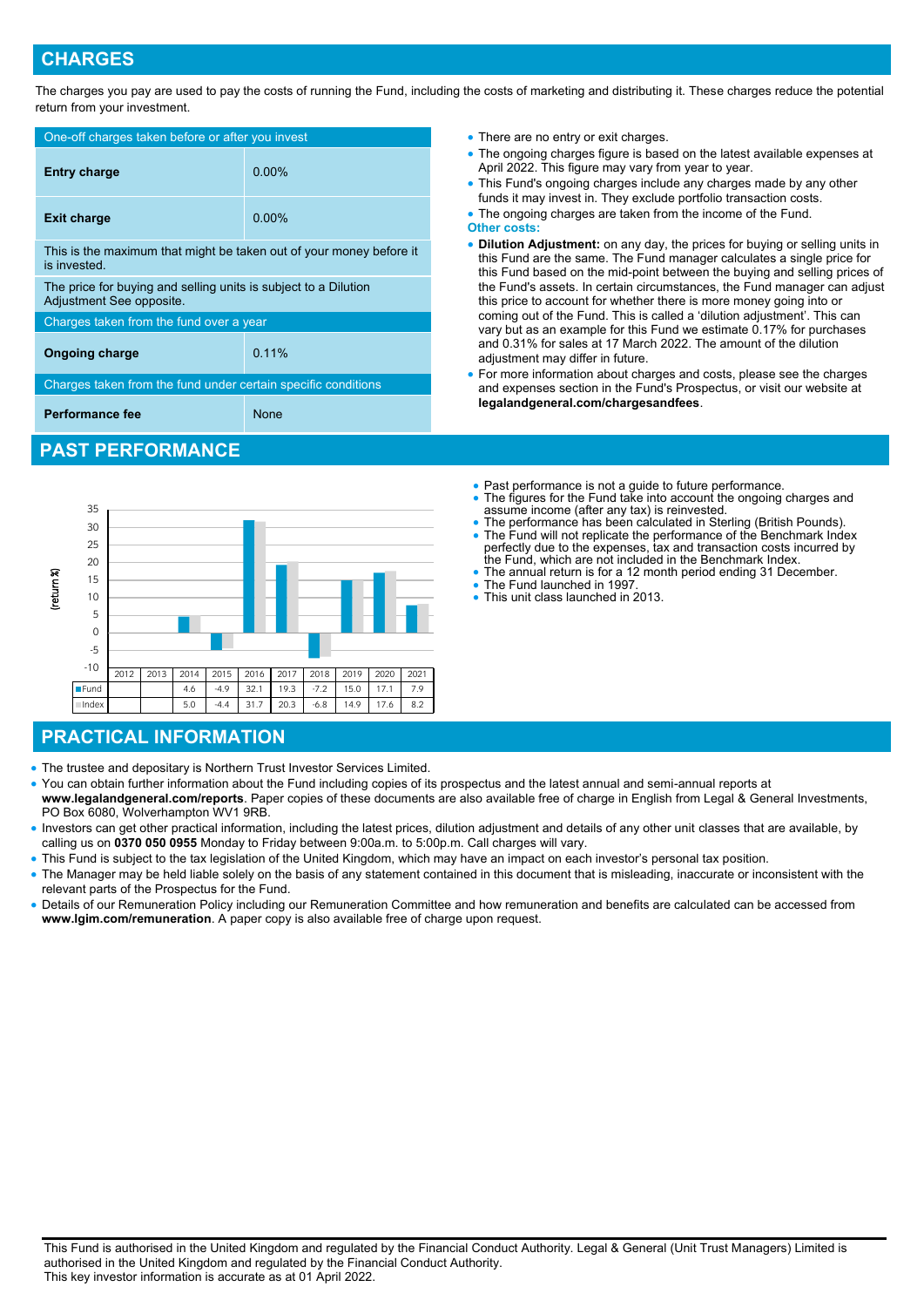## CHARGES

The charges you pay are used to pay the costs of running the Fund, including the costs of marketing and distributing it. These charges reduce the potential return from your investment.

| One-off charges taken before or after you invest | |
|---|---|
| **Entry charge** | 0.00% |
| **Exit charge** | 0.00% |
| This is the maximum that might be taken out of your money before it is invested. | |
| The price for buying and selling units is subject to a Dilution Adjustment See opposite. | |
| **Charges taken from the fund over a year** | |
| **Ongoing charge** | 0.11% |
| **Charges taken from the fund under certain specific conditions** | |
| **Performance fee** | None |

- There are no entry or exit charges.
- The ongoing charges figure is based on the latest available expenses at April 2022. This figure may vary from year to year.
- This Fund's ongoing charges include any charges made by any other funds it may invest in. They exclude portfolio transaction costs.
- The ongoing charges are taken from the income of the Fund.

**Other costs:**

- **Dilution Adjustment:** on any day, the prices for buying or selling units in this Fund are the same. The Fund manager calculates a single price for this Fund based on the mid-point between the buying and selling prices of the Fund's assets. In certain circumstances, the Fund manager can adjust this price to account for whether there is more money going into or coming out of the Fund. This is called a 'dilution adjustment'. This can vary but as an example for this Fund we estimate 0.17% for purchases and 0.31% for sales at 17 March 2022. The amount of the dilution adjustment may differ in future.
- For more information about charges and costs, please see the charges and expenses section in the Fund's Prospectus, or visit our website at **legalandgeneral.com/chargesandfees**.

## PAST PERFORMANCE

(return %)

35
30
25
20
15
10
5
0
-5
-10

2012 2013 2014 2015 2016 2017 2018 2019 2020 2021

Fund: 4.6 -4.9 32.1 19.3 -7.2 15.0 17.1 7.9

Index: 5.0 -4.4 31.7 20.3 -6.8 14.9 17.6 8.2

- Past performance is not a guide to future performance.
- The figures for the Fund take into account the ongoing charges and assume income (after any tax) is reinvested.
- The performance has been calculated in Sterling (British Pounds).
- The Fund will not replicate the performance of the Benchmark Index perfectly due to the expenses, tax and transaction costs incurred by the Fund, which are not included in the Benchmark Index.
- The annual return is for a 12 month period ending 31 December.
- The Fund launched in 1997.
- This unit class launched in 2013.

## PRACTICAL INFORMATION

- The trustee and depositary is Northern Trust Investor Services Limited.
- You can obtain further information about the Fund including copies of its prospectus and the latest annual and semi-annual reports at **www.legalandgeneral.com/reports**. Paper copies of these documents are also available free of charge in English from Legal & General Investments, PO Box 6080, Wolverhampton WV1 9RB.
- Investors can get other practical information, including the latest prices, dilution adjustment and details of any other unit classes that are available, by calling us on **0370 050 0955** Monday to Friday between 9:00a.m. to 5:00p.m. Call charges will vary.
- This Fund is subject to the tax legislation of the United Kingdom, which may have an impact on each investor's personal tax position.
- The Manager may be held liable solely on the basis of any statement contained in this document that is misleading, inaccurate or inconsistent with the relevant parts of the Prospectus for the Fund.
- Details of our Remuneration Policy including our Remuneration Committee and how remuneration and benefits are calculated can be accessed from **www.lgim.com/remuneration**. A paper copy is also available free of charge upon request.

This Fund is authorised in the United Kingdom and regulated by the Financial Conduct Authority. Legal & General (Unit Trust Managers) Limited is authorised in the United Kingdom and regulated by the Financial Conduct Authority.
This key investor information is accurate as at 01 April 2022.